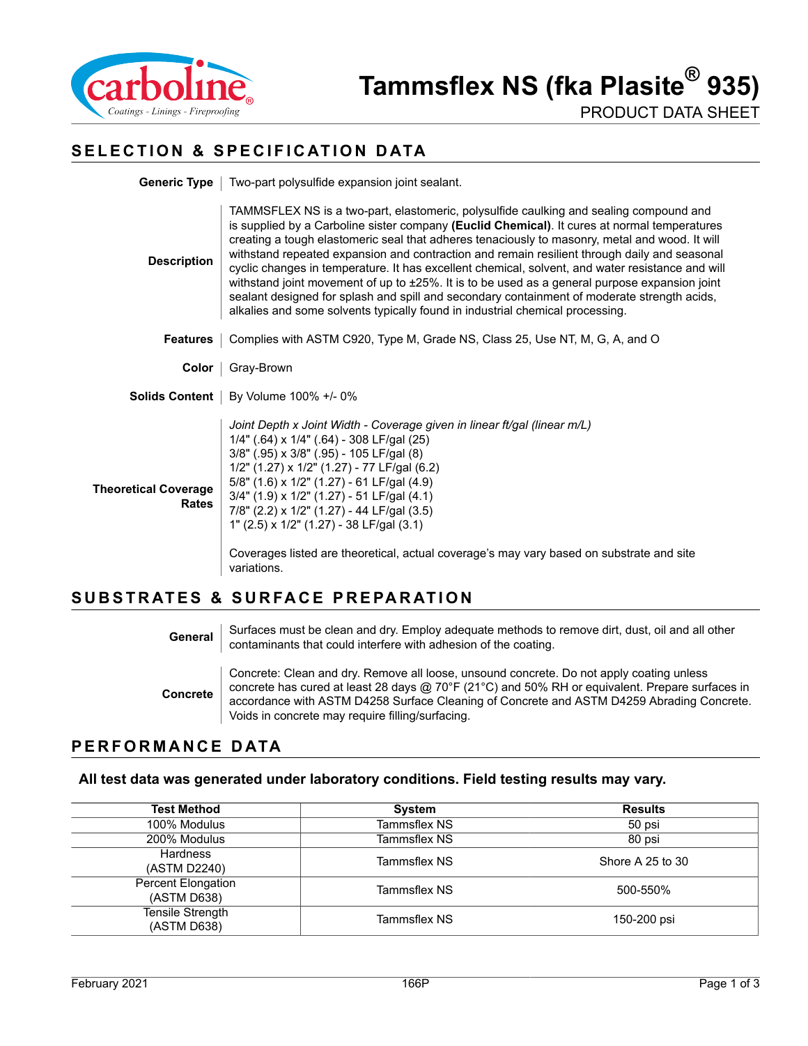# Tammsflex NS (fka Plasite® 935)

PRODUCT DATA SHEET

## SELECTION & SPECIFICATION DATA

**Generic Type** | Two-part polysulfide expansion joint sealant.

**Description** | TAMMSFLEX NS is a two-part, elastomeric, polysulfide caulking and sealing compound and is supplied by a Carboline sister company **(Euclid Chemical)**. It cures at normal temperatures creating a tough elastomeric seal that adheres tenaciously to masonry, metal and wood. It will withstand repeated expansion and contraction and remain resilient through daily and seasonal cyclic changes in temperature. It has excellent chemical, solvent, and water resistance and will withstand joint movement of up to ±25%. It is to be used as a general purpose expansion joint sealant designed for splash and spill and secondary containment of moderate strength acids, alkalies and some solvents typically found in industrial chemical processing.

**Features** | Complies with ASTM C920, Type M, Grade NS, Class 25, Use NT, M, G, A, and O

**Color** | Gray-Brown

**Solids Content** | By Volume 100% +/- 0%

**Theoretical Coverage Rates** |

*Joint Depth x Joint Width - Coverage given in linear ft/gal (linear m/L)*
1/4" (.64) x 1/4" (.64) - 308 LF/gal (25)
3/8" (.95) x 3/8" (.95) - 105 LF/gal (8)
1/2" (1.27) x 1/2" (1.27) - 77 LF/gal (6.2)
5/8" (1.6) x 1/2" (1.27) - 61 LF/gal (4.9)
3/4" (1.9) x 1/2" (1.27) - 51 LF/gal (4.1)
7/8" (2.2) x 1/2" (1.27) - 44 LF/gal (3.5)
1" (2.5) x 1/2" (1.27) - 38 LF/gal (3.1)

Coverages listed are theoretical, actual coverage's may vary based on substrate and site variations.

## SUBSTRATES & SURFACE PREPARATION

**General** | Surfaces must be clean and dry. Employ adequate methods to remove dirt, dust, oil and all other contaminants that could interfere with adhesion of the coating.

**Concrete** | Concrete: Clean and dry. Remove all loose, unsound concrete. Do not apply coating unless concrete has cured at least 28 days @ 70°F (21°C) and 50% RH or equivalent. Prepare surfaces in accordance with ASTM D4258 Surface Cleaning of Concrete and ASTM D4259 Abrading Concrete. Voids in concrete may require filling/surfacing.

## PERFORMANCE DATA

**All test data was generated under laboratory conditions. Field testing results may vary.**

| Test Method | System | Results |
|---|---|---|
| 100% Modulus | Tammsflex NS | 50 psi |
| 200% Modulus | Tammsflex NS | 80 psi |
| Hardness (ASTM D2240) | Tammsflex NS | Shore A 25 to 30 |
| Percent Elongation (ASTM D638) | Tammsflex NS | 500-550% |
| Tensile Strength (ASTM D638) | Tammsflex NS | 150-200 psi |

February 2021 166P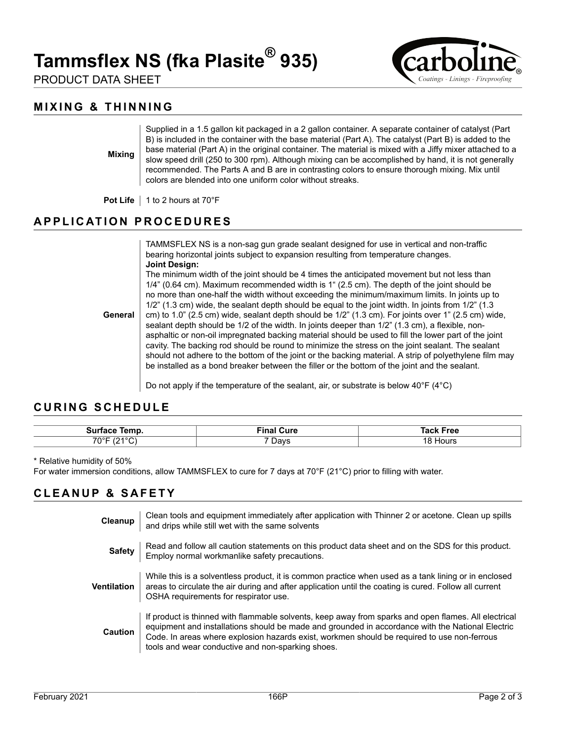# Tammsflex NS (fka Plasite® 935)

PRODUCT DATA SHEET

## MIXING & THINNING

**Mixing**

Supplied in a 1.5 gallon kit packaged in a 2 gallon container. A separate container of catalyst (Part B) is included in the container with the base material (Part A). The catalyst (Part B) is added to the base material (Part A) in the original container. The material is mixed with a Jiffy mixer attached to a slow speed drill (250 to 300 rpm). Although mixing can be accomplished by hand, it is not generally recommended. The Parts A and B are in contrasting colors to ensure thorough mixing. Mix until colors are blended into one uniform color without streaks.

**Pot Life**

1 to 2 hours at 70°F

## APPLICATION PROCEDURES

**General**

TAMMSFLEX NS is a non-sag gun grade sealant designed for use in vertical and non-traffic bearing horizontal joints subject to expansion resulting from temperature changes.

**Joint Design:**

The minimum width of the joint should be 4 times the anticipated movement but not less than 1/4" (0.64 cm). Maximum recommended width is 1" (2.5 cm). The depth of the joint should be no more than one-half the width without exceeding the minimum/maximum limits. In joints up to 1/2" (1.3 cm) wide, the sealant depth should be equal to the joint width. In joints from 1/2" (1.3 cm) to 1.0" (2.5 cm) wide, sealant depth should be 1/2" (1.3 cm). For joints over 1" (2.5 cm) wide, sealant depth should be 1/2 of the width. In joints deeper than 1/2" (1.3 cm), a flexible, non-asphaltic or non-oil impregnated backing material should be used to fill the lower part of the joint cavity. The backing rod should be round to minimize the stress on the joint sealant. The sealant should not adhere to the bottom of the joint or the backing material. A strip of polyethylene film may be installed as a bond breaker between the filler or the bottom of the joint and the sealant.

Do not apply if the temperature of the sealant, air, or substrate is below 40°F (4°C)

## CURING SCHEDULE

| Surface Temp. | Final Cure | Tack Free |
|---|---|---|
| 70°F (21°C) | 7 Days | 18 Hours |

\* Relative humidity of 50%

For water immersion conditions, allow TAMMSFLEX to cure for 7 days at 70°F (21°C) prior to filling with water.

## CLEANUP & SAFETY

**Cleanup**

Clean tools and equipment immediately after application with Thinner 2 or acetone. Clean up spills and drips while still wet with the same solvents

**Safety**

Read and follow all caution statements on this product data sheet and on the SDS for this product. Employ normal workmanlike safety precautions.

**Ventilation**

While this is a solventless product, it is common practice when used as a tank lining or in enclosed areas to circulate the air during and after application until the coating is cured. Follow all current OSHA requirements for respirator use.

**Caution**

If product is thinned with flammable solvents, keep away from sparks and open flames. All electrical equipment and installations should be made and grounded in accordance with the National Electric Code. In areas where explosion hazards exist, workmen should be required to use non-ferrous tools and wear conductive and non-sparking shoes.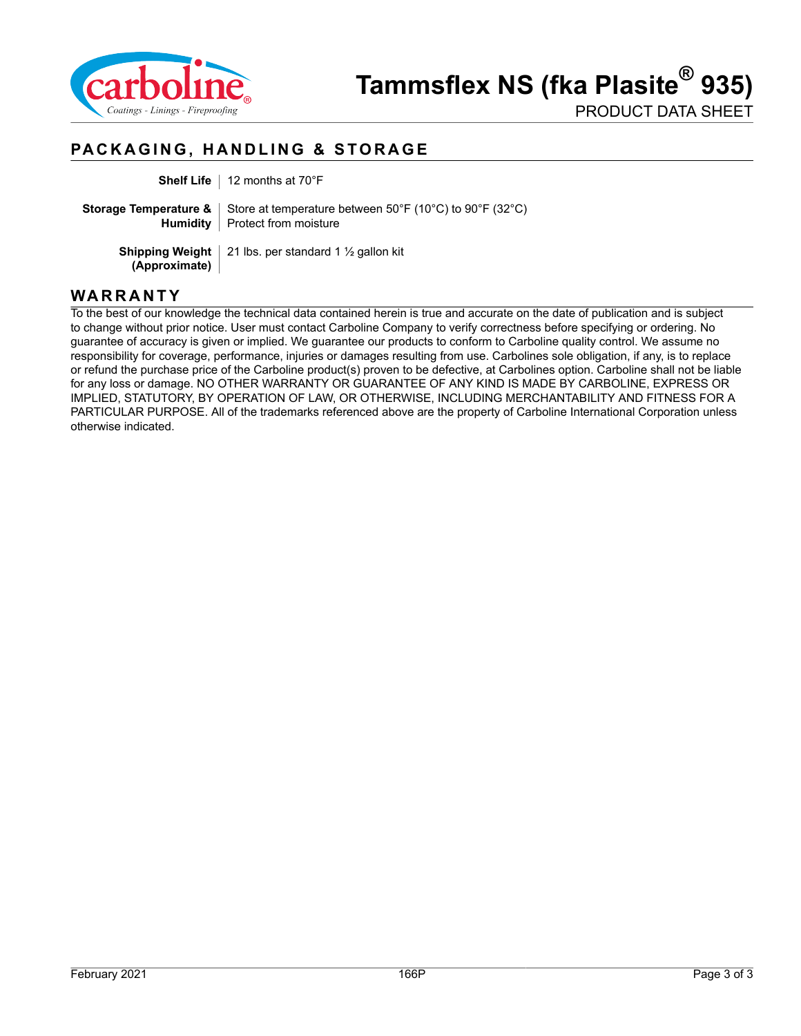## PACKAGING, HANDLING & STORAGE

| | |
|---|---|
| **Shelf Life** | 12 months at 70°F |
| **Storage Temperature & Humidity** | Store at temperature between 50°F (10°C) to 90°F (32°C)<br>Protect from moisture |
| **Shipping Weight (Approximate)** | 21 lbs. per standard 1 ½ gallon kit |

## WARRANTY

To the best of our knowledge the technical data contained herein is true and accurate on the date of publication and is subject to change without prior notice. User must contact Carboline Company to verify correctness before specifying or ordering. No guarantee of accuracy is given or implied. We guarantee our products to conform to Carboline quality control. We assume no responsibility for coverage, performance, injuries or damages resulting from use. Carbolines sole obligation, if any, is to replace or refund the purchase price of the Carboline product(s) proven to be defective, at Carbolines option. Carboline shall not be liable for any loss or damage. NO OTHER WARRANTY OR GUARANTEE OF ANY KIND IS MADE BY CARBOLINE, EXPRESS OR IMPLIED, STATUTORY, BY OPERATION OF LAW, OR OTHERWISE, INCLUDING MERCHANTABILITY AND FITNESS FOR A PARTICULAR PURPOSE. All of the trademarks referenced above are the property of Carboline International Corporation unless otherwise indicated.